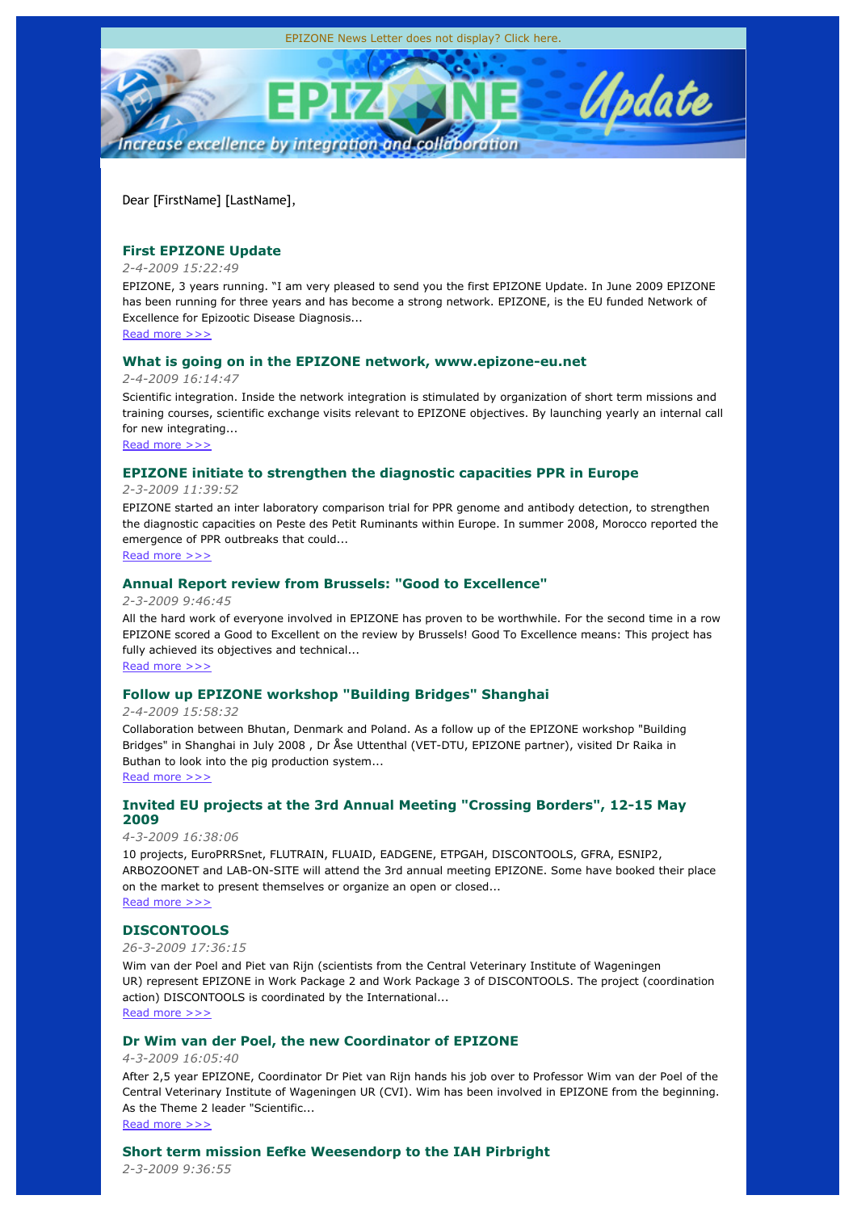EPIZONE News Letter does not display? Click here.

Dear [FirstName] [LastName],

### First EPIZONE Update

*2-4-2009 15:22:49*

EPIZONE, 3 years running. "I am very pleased to send you the first EPIZONE Update. In June 2009 EPIZONE has been running for three years and has become a strong network. EPIZONE, is the EU funded Network of Excellence for Epizootic Disease Diagnosis...

Read more >>>

### What is going on in the EPIZONE network, www.epizone-eu.net

*2-4-2009 16:14:47*

Scientific integration. Inside the network integration is stimulated by organization of short term missions and training courses, scientific exchange visits relevant to EPIZONE objectives. By launching yearly an internal call for new integrating...

Read more >>>

### EPIZONE initiate to strengthen the diagnostic capacities PPR in Europe

*2-3-2009 11:39:52*

EPIZONE started an inter laboratory comparison trial for PPR genome and antibody detection, to strengthen the diagnostic capacities on Peste des Petit Ruminants within Europe. In summer 2008, Morocco reported the emergence of PPR outbreaks that could...

Read more >>>

### Annual Report review from Brussels: "Good to Excellence"

*2-3-2009 9:46:45*

All the hard work of everyone involved in EPIZONE has proven to be worthwhile. For the second time in a row EPIZONE scored a Good to Excellent on the review by Brussels! Good To Excellence means: This project has fully achieved its objectives and technical...

Read more >>>

### Follow up EPIZONE workshop "Building Bridges" Shanghai

*2-4-2009 15:58:32*

Collaboration between Bhutan, Denmark and Poland. As a follow up of the EPIZONE workshop "Building Bridges" in Shanghai in July 2008 , Dr Åse Uttenthal (VET-DTU, EPIZONE partner), visited Dr Raika in Buthan to look into the pig production system...

Read more >>>

### Invited EU projects at the 3rd Annual Meeting "Crossing Borders", 12-15 May 2009

*4-3-2009 16:38:06*

10 projects, EuroPRRSnet, FLUTRAIN, FLUAID, EADGENE, ETPGAH, DISCONTOOLS, GFRA, ESNIP2, ARBOZOONET and LAB-ON-SITE will attend the 3rd annual meeting EPIZONE. Some have booked their place on the market to present themselves or organize an open or closed...

Read more >>>

### DISCONTOOLS

*26-3-2009 17:36:15*

Wim van der Poel and Piet van Rijn (scientists from the Central Veterinary Institute of Wageningen UR) represent EPIZONE in Work Package 2 and Work Package 3 of DISCONTOOLS. The project (coordination action) DISCONTOOLS is coordinated by the International...

Read more >>>

### Dr Wim van der Poel, the new Coordinator of EPIZONE

*4-3-2009 16:05:40*

After 2,5 year EPIZONE, Coordinator Dr Piet van Rijn hands his job over to Professor Wim van der Poel of the Central Veterinary Institute of Wageningen UR (CVI). Wim has been involved in EPIZONE from the beginning. As the Theme 2 leader "Scientific...

Read more >>>

### Short term mission Eefke Weesendorp to the IAH Pirbright

*2-3-2009 9:36:55*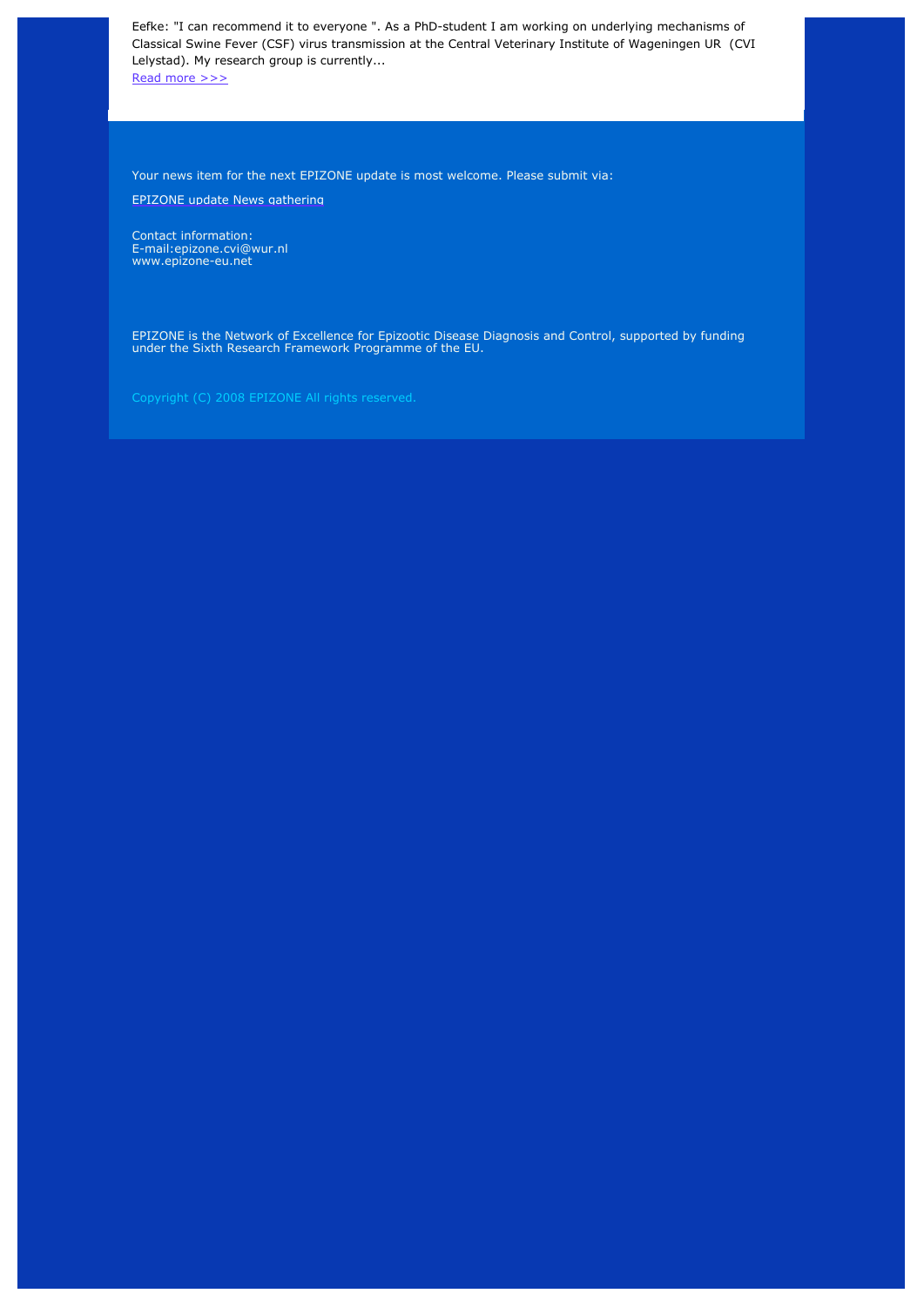Eefke: "I can recommend it to everyone ". As a PhD-student I am working on underlying mechanisms of Classical Swine Fever (CSF) virus transmission at the Central Veterinary Institute of Wageningen UR (CVI Lelystad). My research group is currently...

Read more >>>

Your news item for the next EPIZONE update is most welcome. Please submit via:

EPIZONE update News gathering

Contact information:
E-mail:epizone.cvi@wur.nl
www.epizone-eu.net

EPIZONE is the Network of Excellence for Epizootic Disease Diagnosis and Control, supported by funding under the Sixth Research Framework Programme of the EU.

Copyright (C) 2008 EPIZONE All rights reserved.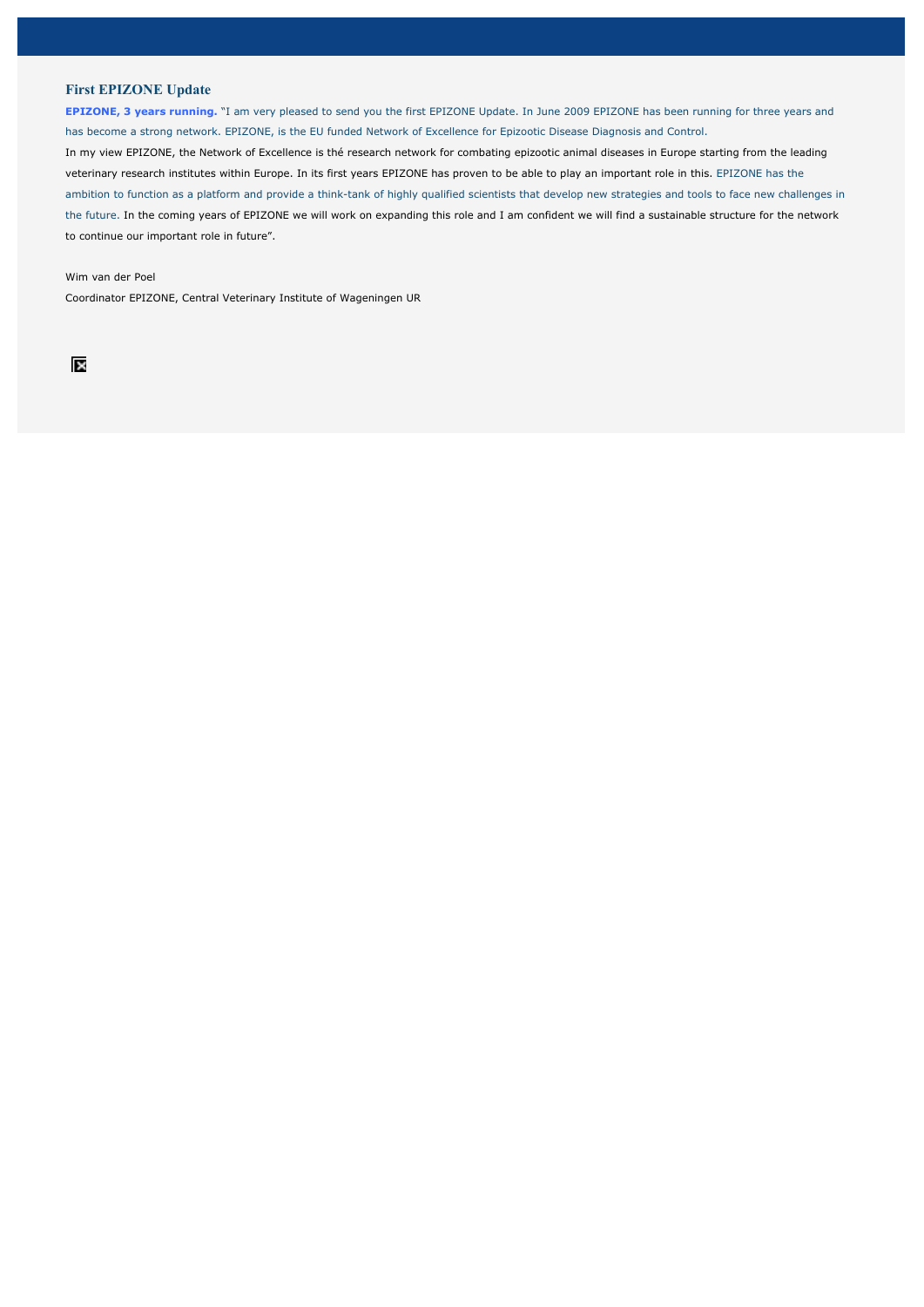## First EPIZONE Update

**EPIZONE, 3 years running.** "I am very pleased to send you the first EPIZONE Update. In June 2009 EPIZONE has been running for three years and has become a strong network. EPIZONE, is the EU funded Network of Excellence for Epizootic Disease Diagnosis and Control.

In my view EPIZONE, the Network of Excellence is thé research network for combating epizootic animal diseases in Europe starting from the leading veterinary research institutes within Europe. In its first years EPIZONE has proven to be able to play an important role in this. EPIZONE has the ambition to function as a platform and provide a think-tank of highly qualified scientists that develop new strategies and tools to face new challenges in the future. In the coming years of EPIZONE we will work on expanding this role and I am confident we will find a sustainable structure for the network to continue our important role in future".

Wim van der Poel

Coordinator EPIZONE, Central Veterinary Institute of Wageningen UR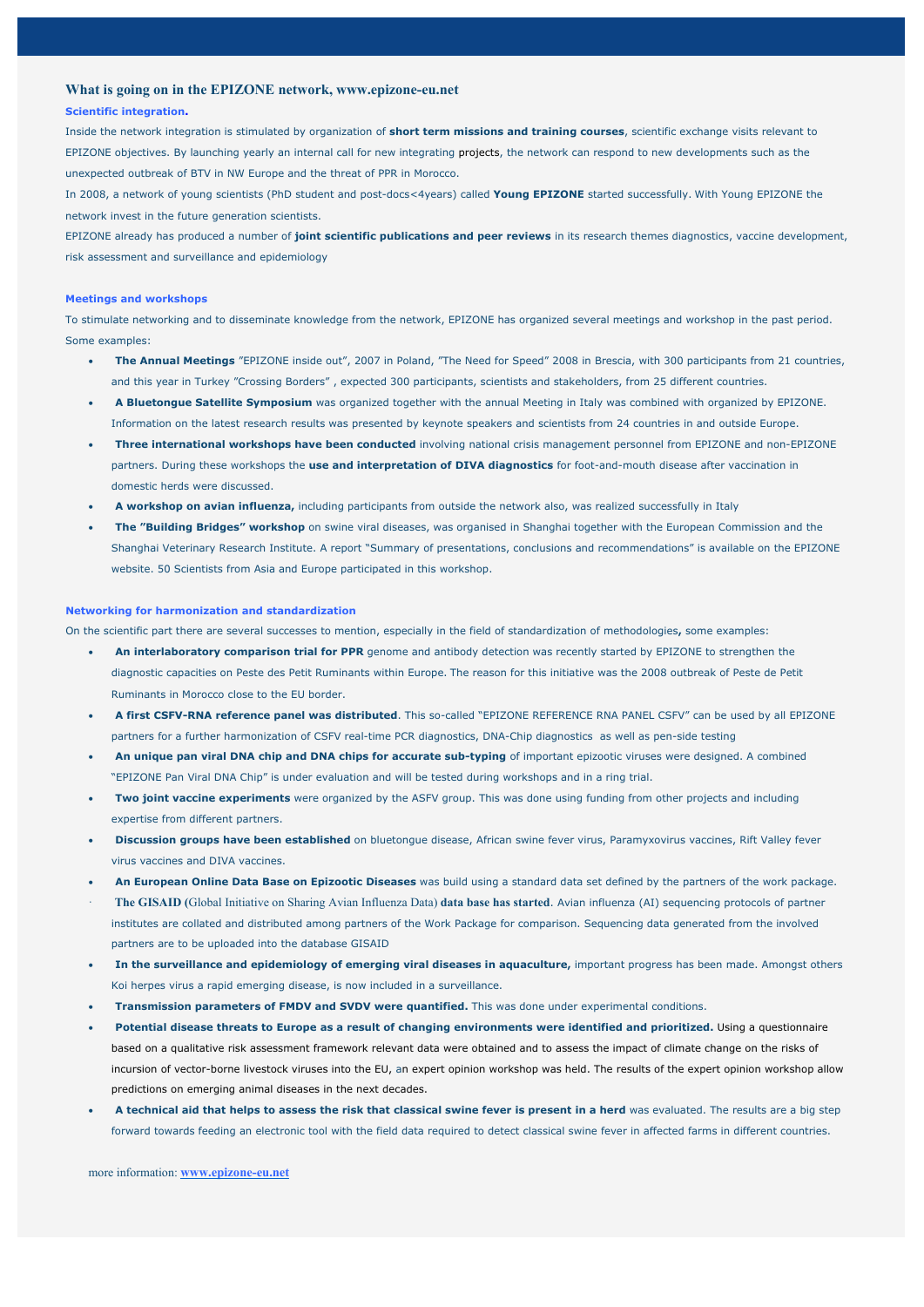## What is going on in the EPIZONE network, www.epizone-eu.net

### Scientific integration.

Inside the network integration is stimulated by organization of **short term missions and training courses**, scientific exchange visits relevant to EPIZONE objectives. By launching yearly an internal call for new integrating projects, the network can respond to new developments such as the unexpected outbreak of BTV in NW Europe and the threat of PPR in Morocco.

In 2008, a network of young scientists (PhD student and post-docs<4years) called **Young EPIZONE** started successfully. With Young EPIZONE the network invest in the future generation scientists.

EPIZONE already has produced a number of **joint scientific publications and peer reviews** in its research themes diagnostics, vaccine development, risk assessment and surveillance and epidemiology

### Meetings and workshops

To stimulate networking and to disseminate knowledge from the network, EPIZONE has organized several meetings and workshop in the past period. Some examples:

- **The Annual Meetings** "EPIZONE inside out", 2007 in Poland, "The Need for Speed" 2008 in Brescia, with 300 participants from 21 countries, and this year in Turkey "Crossing Borders" , expected 300 participants, scientists and stakeholders, from 25 different countries.
- **A Bluetongue Satellite Symposium** was organized together with the annual Meeting in Italy was combined with organized by EPIZONE. Information on the latest research results was presented by keynote speakers and scientists from 24 countries in and outside Europe.
- **Three international workshops have been conducted** involving national crisis management personnel from EPIZONE and non-EPIZONE partners. During these workshops the **use and interpretation of DIVA diagnostics** for foot-and-mouth disease after vaccination in domestic herds were discussed.
- **A workshop on avian influenza,** including participants from outside the network also, was realized successfully in Italy
- **The "Building Bridges" workshop** on swine viral diseases, was organised in Shanghai together with the European Commission and the Shanghai Veterinary Research Institute. A report "Summary of presentations, conclusions and recommendations" is available on the EPIZONE website. 50 Scientists from Asia and Europe participated in this workshop.

### Networking for harmonization and standardization

On the scientific part there are several successes to mention, especially in the field of standardization of methodologies**,** some examples:

- **An interlaboratory comparison trial for PPR** genome and antibody detection was recently started by EPIZONE to strengthen the diagnostic capacities on Peste des Petit Ruminants within Europe. The reason for this initiative was the 2008 outbreak of Peste de Petit Ruminants in Morocco close to the EU border.
- **A first CSFV-RNA reference panel was distributed**. This so-called "EPIZONE REFERENCE RNA PANEL CSFV" can be used by all EPIZONE partners for a further harmonization of CSFV real-time PCR diagnostics, DNA-Chip diagnostics as well as pen-side testing
- **An unique pan viral DNA chip and DNA chips for accurate sub-typing** of important epizootic viruses were designed. A combined "EPIZONE Pan Viral DNA Chip" is under evaluation and will be tested during workshops and in a ring trial.
- **Two joint vaccine experiments** were organized by the ASFV group. This was done using funding from other projects and including expertise from different partners.
- **Discussion groups have been established** on bluetongue disease, African swine fever virus, Paramyxovirus vaccines, Rift Valley fever virus vaccines and DIVA vaccines.
- **An European Online Data Base on Epizootic Diseases** was build using a standard data set defined by the partners of the work package.
- **The GISAID (**Global Initiative on Sharing Avian Influenza Data) **data base has started**. Avian influenza (AI) sequencing protocols of partner institutes are collated and distributed among partners of the Work Package for comparison. Sequencing data generated from the involved partners are to be uploaded into the database GISAID
- **In the surveillance and epidemiology of emerging viral diseases in aquaculture,** important progress has been made. Amongst others Koi herpes virus a rapid emerging disease, is now included in a surveillance.
- **Transmission parameters of FMDV and SVDV were quantified.** This was done under experimental conditions.
- **Potential disease threats to Europe as a result of changing environments were identified and prioritized.** Using a questionnaire based on a qualitative risk assessment framework relevant data were obtained and to assess the impact of climate change on the risks of incursion of vector-borne livestock viruses into the EU, an expert opinion workshop was held. The results of the expert opinion workshop allow predictions on emerging animal diseases in the next decades.
- **A technical aid that helps to assess the risk that classical swine fever is present in a herd** was evaluated. The results are a big step forward towards feeding an electronic tool with the field data required to detect classical swine fever in affected farms in different countries.

more information: **www.epizone-eu.net**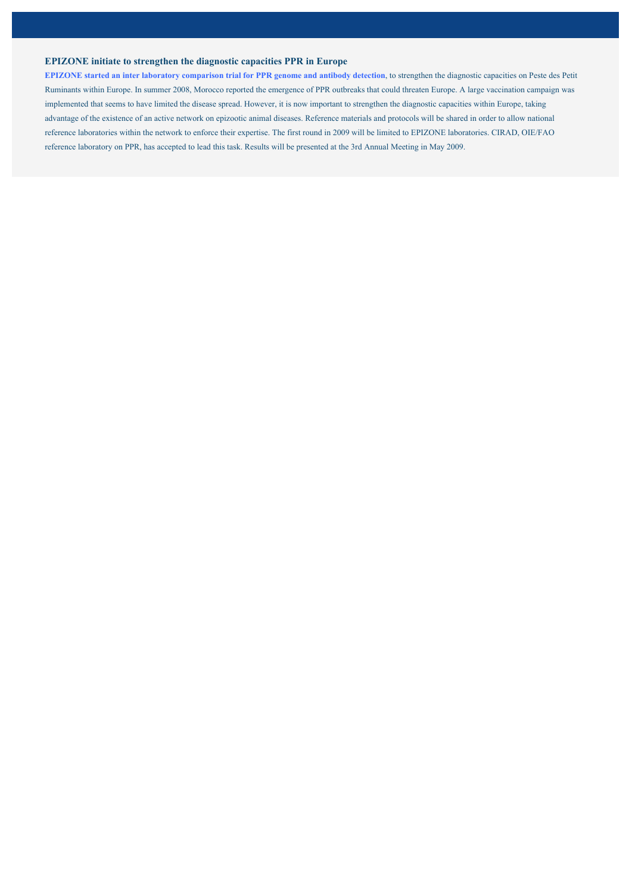### EPIZONE initiate to strengthen the diagnostic capacities PPR in Europe

**EPIZONE started an inter laboratory comparison trial for PPR genome and antibody detection**, to strengthen the diagnostic capacities on Peste des Petit Ruminants within Europe. In summer 2008, Morocco reported the emergence of PPR outbreaks that could threaten Europe. A large vaccination campaign was implemented that seems to have limited the disease spread. However, it is now important to strengthen the diagnostic capacities within Europe, taking advantage of the existence of an active network on epizootic animal diseases. Reference materials and protocols will be shared in order to allow national reference laboratories within the network to enforce their expertise. The first round in 2009 will be limited to EPIZONE laboratories. CIRAD, OIE/FAO reference laboratory on PPR, has accepted to lead this task. Results will be presented at the 3rd Annual Meeting in May 2009.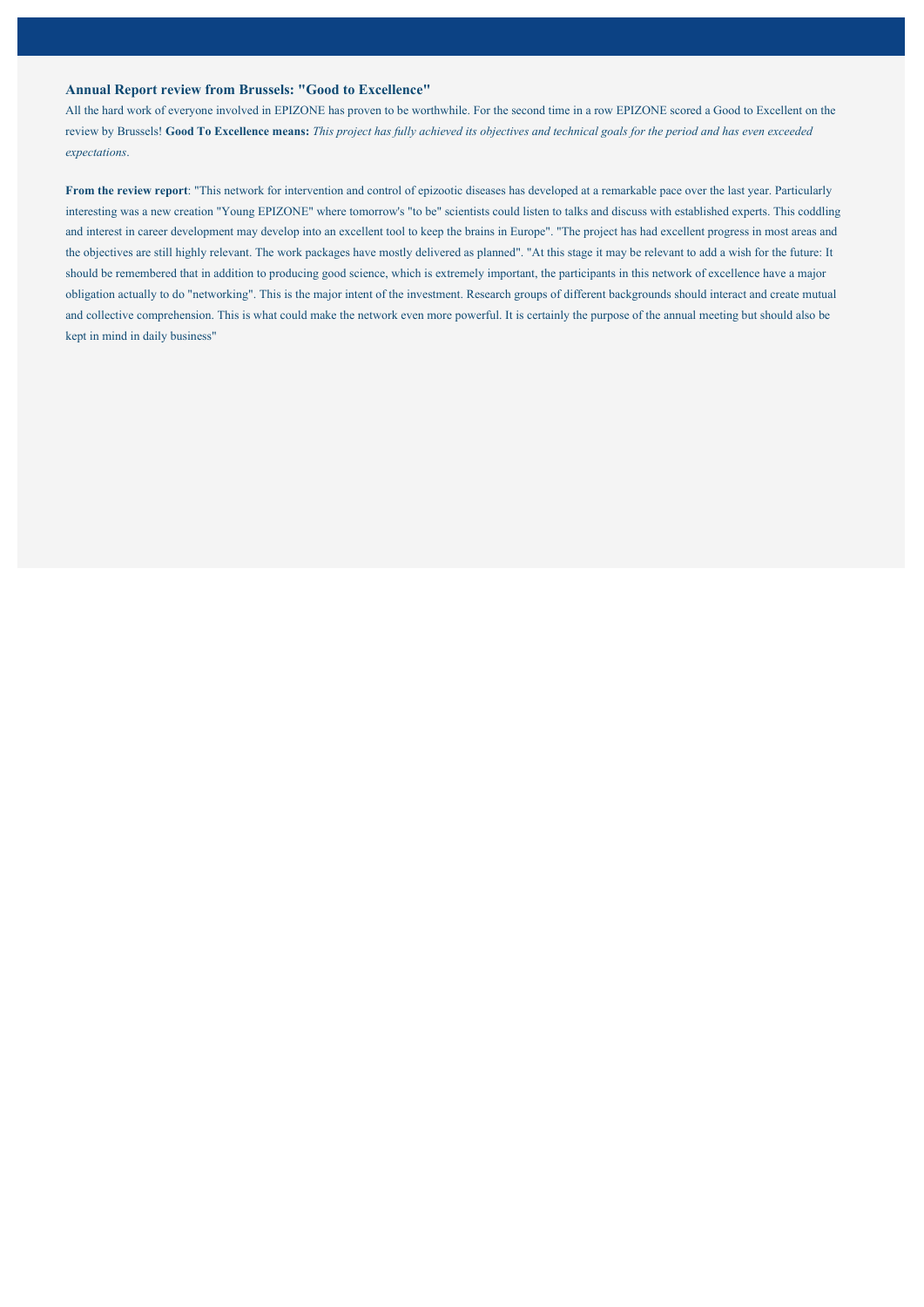### Annual Report review from Brussels: "Good to Excellence"

All the hard work of everyone involved in EPIZONE has proven to be worthwhile. For the second time in a row EPIZONE scored a Good to Excellent on the review by Brussels! **Good To Excellence means:** *This project has fully achieved its objectives and technical goals for the period and has even exceeded expectations*.

**From the review report**: "This network for intervention and control of epizootic diseases has developed at a remarkable pace over the last year. Particularly interesting was a new creation "Young EPIZONE" where tomorrow's "to be" scientists could listen to talks and discuss with established experts. This coddling and interest in career development may develop into an excellent tool to keep the brains in Europe". "The project has had excellent progress in most areas and the objectives are still highly relevant. The work packages have mostly delivered as planned". "At this stage it may be relevant to add a wish for the future: It should be remembered that in addition to producing good science, which is extremely important, the participants in this network of excellence have a major obligation actually to do "networking". This is the major intent of the investment. Research groups of different backgrounds should interact and create mutual and collective comprehension. This is what could make the network even more powerful. It is certainly the purpose of the annual meeting but should also be kept in mind in daily business"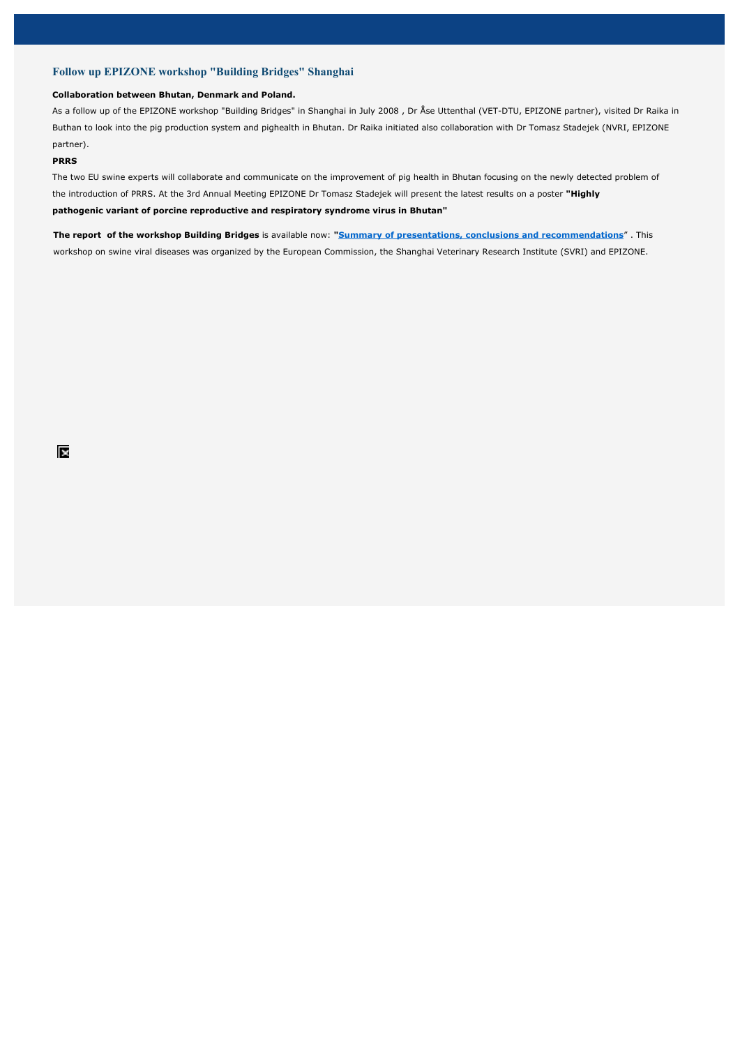## Follow up EPIZONE workshop "Building Bridges" Shanghai

**Collaboration between Bhutan, Denmark and Poland.**

As a follow up of the EPIZONE workshop "Building Bridges" in Shanghai in July 2008 , Dr Åse Uttenthal (VET-DTU, EPIZONE partner), visited Dr Raika in Buthan to look into the pig production system and pighealth in Bhutan. Dr Raika initiated also collaboration with Dr Tomasz Stadejek (NVRI, EPIZONE partner).

**PRRS**

The two EU swine experts will collaborate and communicate on the improvement of pig health in Bhutan focusing on the newly detected problem of the introduction of PRRS. At the 3rd Annual Meeting EPIZONE Dr Tomasz Stadejek will present the latest results on a poster **"Highly pathogenic variant of porcine reproductive and respiratory syndrome virus in Bhutan"**

**The report of the workshop Building Bridges** is available now: **"Summary of presentations, conclusions and recommendations"** . This workshop on swine viral diseases was organized by the European Commission, the Shanghai Veterinary Research Institute (SVRI) and EPIZONE.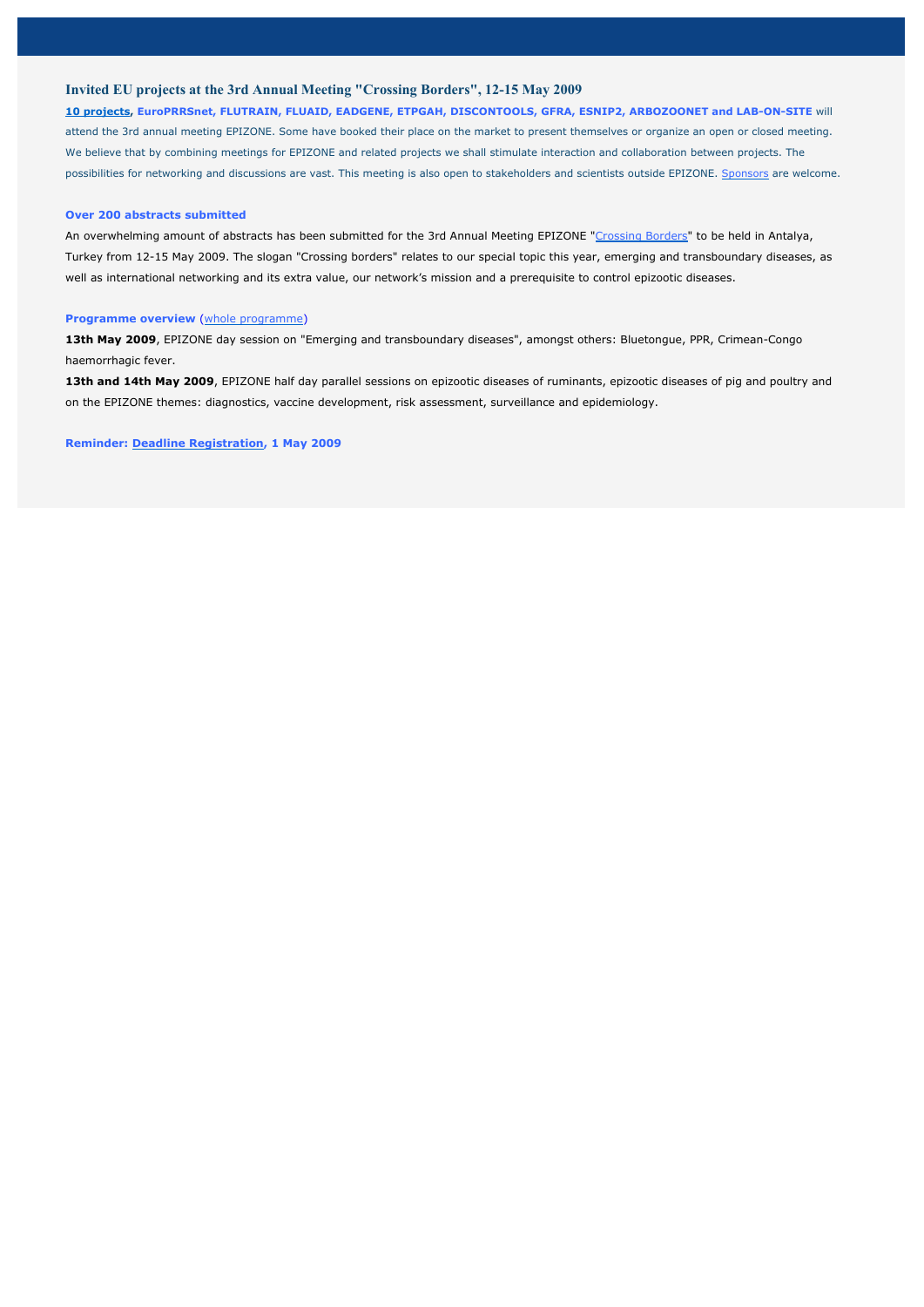## Invited EU projects at the 3rd Annual Meeting "Crossing Borders", 12-15 May 2009

**10 projects, EuroPRRSnet, FLUTRAIN, FLUAID, EADGENE, ETPGAH, DISCONTOOLS, GFRA, ESNIP2, ARBOZOONET and LAB-ON-SITE** will attend the 3rd annual meeting EPIZONE. Some have booked their place on the market to present themselves or organize an open or closed meeting. We believe that by combining meetings for EPIZONE and related projects we shall stimulate interaction and collaboration between projects. The possibilities for networking and discussions are vast. This meeting is also open to stakeholders and scientists outside EPIZONE. Sponsors are welcome.

### Over 200 abstracts submitted

An overwhelming amount of abstracts has been submitted for the 3rd Annual Meeting EPIZONE "Crossing Borders" to be held in Antalya, Turkey from 12-15 May 2009. The slogan "Crossing borders" relates to our special topic this year, emerging and transboundary diseases, as well as international networking and its extra value, our network's mission and a prerequisite to control epizootic diseases.

### Programme overview (whole programme)

**13th May 2009**, EPIZONE day session on "Emerging and transboundary diseases", amongst others: Bluetongue, PPR, Crimean-Congo haemorrhagic fever.

**13th and 14th May 2009**, EPIZONE half day parallel sessions on epizootic diseases of ruminants, epizootic diseases of pig and poultry and on the EPIZONE themes: diagnostics, vaccine development, risk assessment, surveillance and epidemiology.

**Reminder: Deadline Registration, 1 May 2009**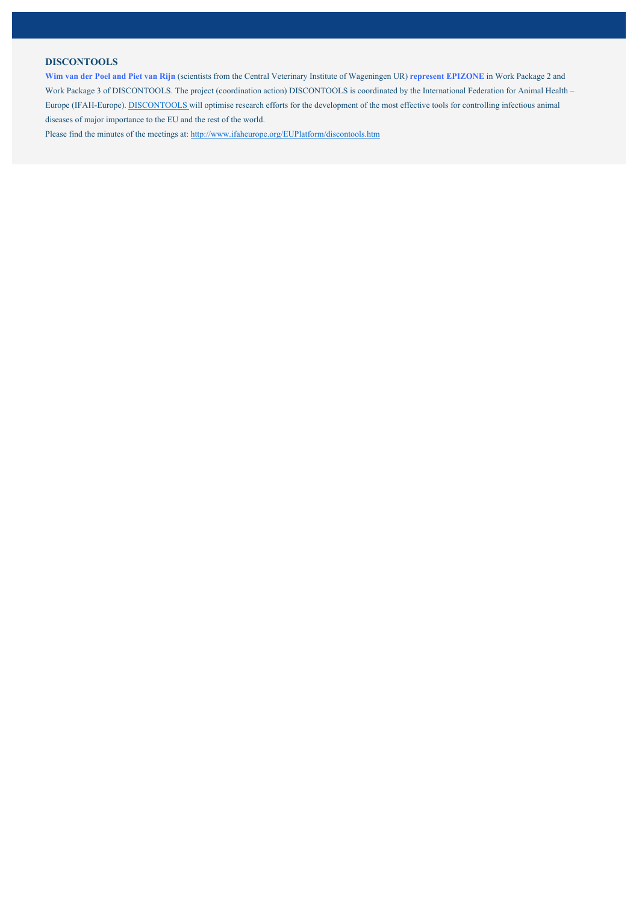## DISCONTOOLS

**Wim van der Poel and Piet van Rijn** (scientists from the Central Veterinary Institute of Wageningen UR) **represent EPIZONE** in Work Package 2 and Work Package 3 of DISCONTOOLS. The project (coordination action) DISCONTOOLS is coordinated by the International Federation for Animal Health – Europe (IFAH-Europe). DISCONTOOLS will optimise research efforts for the development of the most effective tools for controlling infectious animal diseases of major importance to the EU and the rest of the world.

Please find the minutes of the meetings at: http://www.ifaheurope.org/EUPlatform/discontools.htm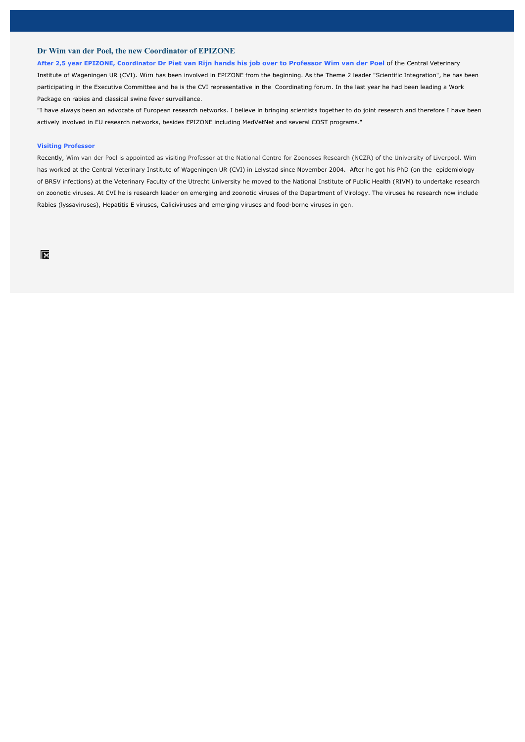## Dr Wim van der Poel, the new Coordinator of EPIZONE

**After 2,5 year EPIZONE, Coordinator Dr Piet van Rijn hands his job over to Professor Wim van der Poel** of the Central Veterinary Institute of Wageningen UR (CVI). Wim has been involved in EPIZONE from the beginning. As the Theme 2 leader "Scientific Integration", he has been participating in the Executive Committee and he is the CVI representative in the Coordinating forum. In the last year he had been leading a Work Package on rabies and classical swine fever surveillance.

"I have always been an advocate of European research networks. I believe in bringing scientists together to do joint research and therefore I have been actively involved in EU research networks, besides EPIZONE including MedVetNet and several COST programs."

### Visiting Professor

Recently, Wim van der Poel is appointed as visiting Professor at the National Centre for Zoonoses Research (NCZR) of the University of Liverpool. Wim has worked at the Central Veterinary Institute of Wageningen UR (CVI) in Lelystad since November 2004. After he got his PhD (on the epidemiology of BRSV infections) at the Veterinary Faculty of the Utrecht University he moved to the National Institute of Public Health (RIVM) to undertake research on zoonotic viruses. At CVI he is research leader on emerging and zoonotic viruses of the Department of Virology. The viruses he research now include Rabies (lyssaviruses), Hepatitis E viruses, Caliciviruses and emerging viruses and food-borne viruses in gen.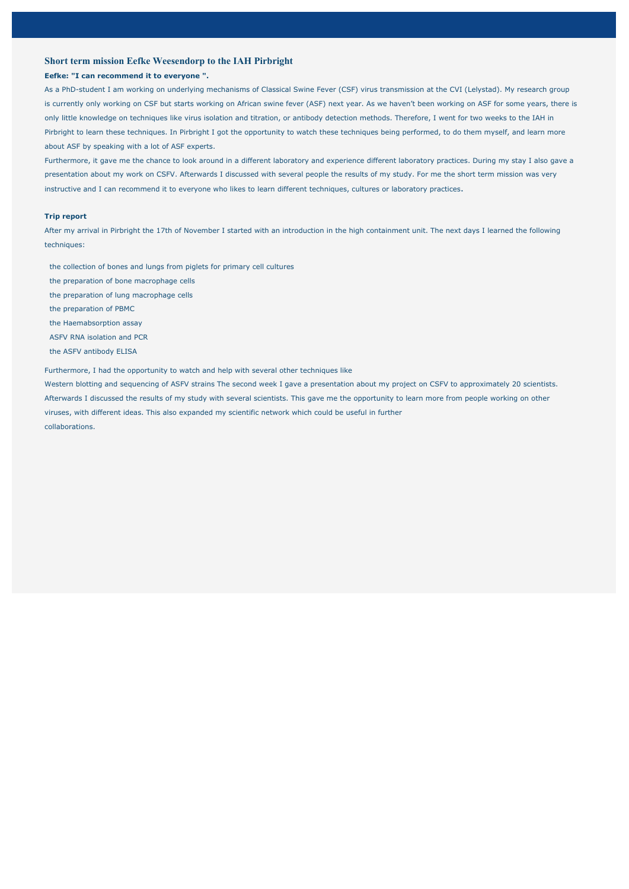### Short term mission Eefke Weesendorp to the IAH Pirbright

**Eefke: "I can recommend it to everyone ".**

As a PhD-student I am working on underlying mechanisms of Classical Swine Fever (CSF) virus transmission at the CVI (Lelystad). My research group is currently only working on CSF but starts working on African swine fever (ASF) next year. As we haven't been working on ASF for some years, there is only little knowledge on techniques like virus isolation and titration, or antibody detection methods. Therefore, I went for two weeks to the IAH in Pirbright to learn these techniques. In Pirbright I got the opportunity to watch these techniques being performed, to do them myself, and learn more about ASF by speaking with a lot of ASF experts.

Furthermore, it gave me the chance to look around in a different laboratory and experience different laboratory practices. During my stay I also gave a presentation about my work on CSFV. Afterwards I discussed with several people the results of my study. For me the short term mission was very instructive and I can recommend it to everyone who likes to learn different techniques, cultures or laboratory practices.

**Trip report**

After my arrival in Pirbright the 17th of November I started with an introduction in the high containment unit. The next days I learned the following techniques:

- the collection of bones and lungs from piglets for primary cell cultures
- the preparation of bone macrophage cells
- the preparation of lung macrophage cells
- the preparation of PBMC
- the Haemabsorption assay
- ASFV RNA isolation and PCR
- the ASFV antibody ELISA

Furthermore, I had the opportunity to watch and help with several other techniques like Western blotting and sequencing of ASFV strains The second week I gave a presentation about my project on CSFV to approximately 20 scientists. Afterwards I discussed the results of my study with several scientists. This gave me the opportunity to learn more from people working on other viruses, with different ideas. This also expanded my scientific network which could be useful in further collaborations.